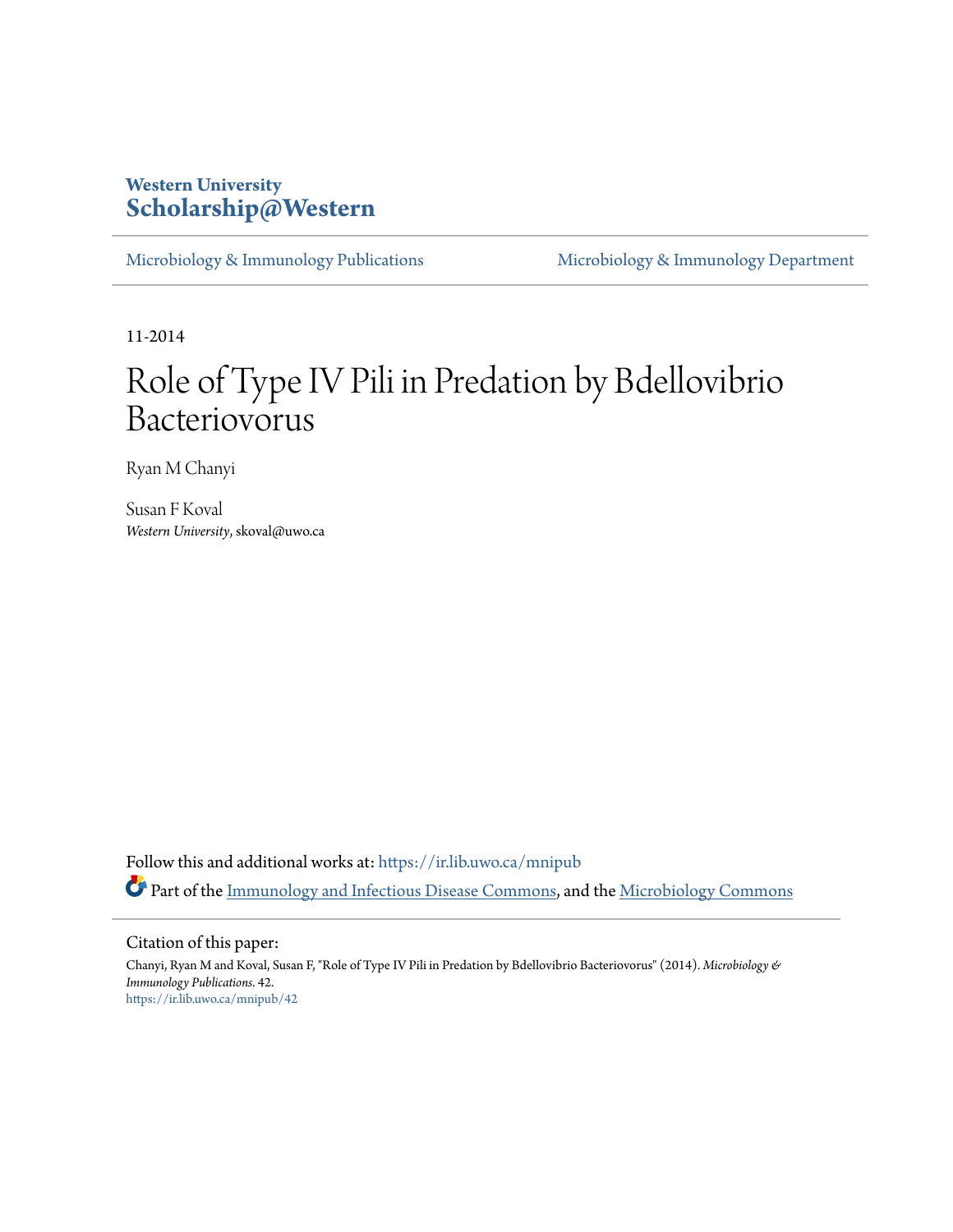**Western University**
**Scholarship@Western**

Microbiology & Immunology Publications | Microbiology & Immunology Department

11-2014

# Role of Type IV Pili in Predation by Bdellovibrio Bacteriovorus

Ryan M Chanyi

Susan F Koval
*Western University*, skoval@uwo.ca

Follow this and additional works at: https://ir.lib.uwo.ca/mnipub

Part of the Immunology and Infectious Disease Commons, and the Microbiology Commons

## Citation of this paper:

Chanyi, Ryan M and Koval, Susan F, "Role of Type IV Pili in Predation by Bdellovibrio Bacteriovorus" (2014). *Microbiology & Immunology Publications*. 42.
https://ir.lib.uwo.ca/mnipub/42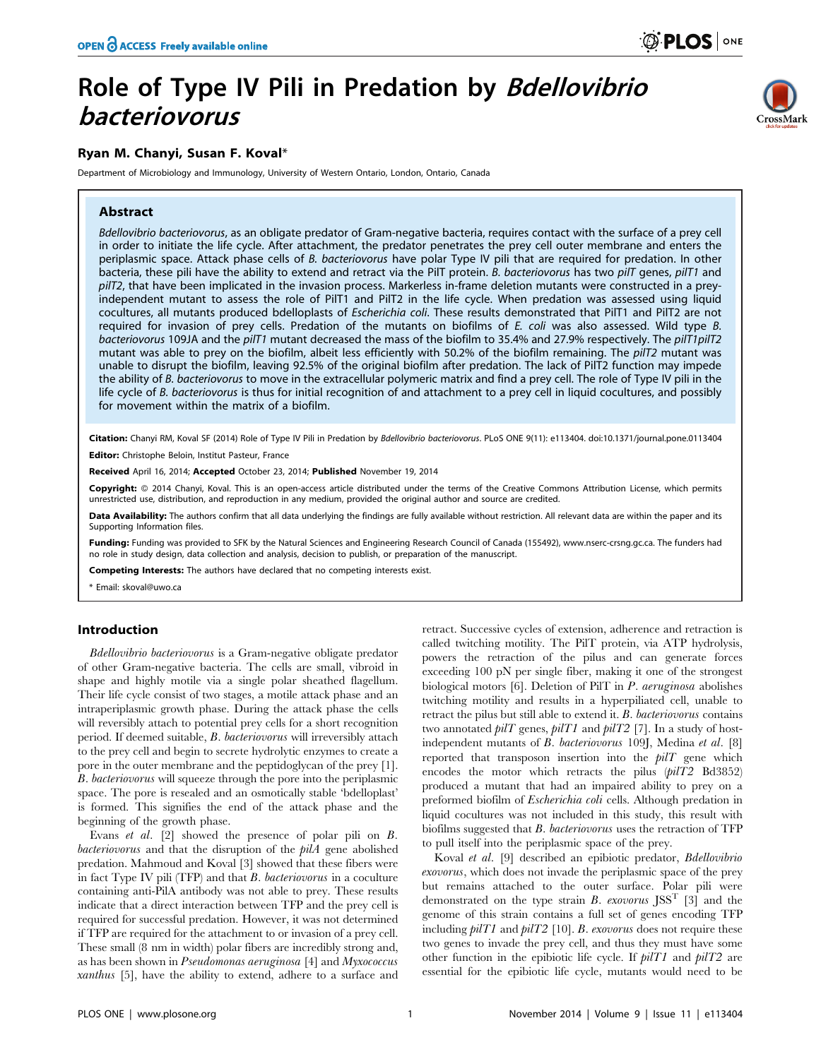# Role of Type IV Pili in Predation by *Bdellovibrio bacteriovorus*

**Ryan M. Chanyi, Susan F. Koval***

Department of Microbiology and Immunology, University of Western Ontario, London, Ontario, Canada

## Abstract

*Bdellovibrio bacteriovorus*, as an obligate predator of Gram-negative bacteria, requires contact with the surface of a prey cell in order to initiate the life cycle. After attachment, the predator penetrates the prey cell outer membrane and enters the periplasmic space. Attack phase cells of *B. bacteriovorus* have polar Type IV pili that are required for predation. In other bacteria, these pili have the ability to extend and retract via the PilT protein. *B. bacteriovorus* has two *pilT* genes, *pilT1* and *pilT2*, that have been implicated in the invasion process. Markerless in-frame deletion mutants were constructed in a prey-independent mutant to assess the role of PilT1 and PilT2 in the life cycle. When predation was assessed using liquid cocultures, all mutants produced bdelloplasts of *Escherichia coli*. These results demonstrated that PilT1 and PilT2 are not required for invasion of prey cells. Predation of the mutants on biofilms of *E. coli* was also assessed. Wild type *B. bacteriovorus* 109JA and the *pilT1* mutant decreased the mass of the biofilm to 35.4% and 27.9% respectively. The *pilT1pilT2* mutant was able to prey on the biofilm, albeit less efficiently with 50.2% of the biofilm remaining. The *pilT2* mutant was unable to disrupt the biofilm, leaving 92.5% of the original biofilm after predation. The lack of PilT2 function may impede the ability of *B. bacteriovorus* to move in the extracellular polymeric matrix and find a prey cell. The role of Type IV pili in the life cycle of *B. bacteriovorus* is thus for initial recognition of and attachment to a prey cell in liquid cocultures, and possibly for movement within the matrix of a biofilm.

**Citation:** Chanyi RM, Koval SF (2014) Role of Type IV Pili in Predation by *Bdellovibrio bacteriovorus*. PLoS ONE 9(11): e113404. doi:10.1371/journal.pone.0113404

**Editor:** Christophe Beloin, Institut Pasteur, France

**Received** April 16, 2014; **Accepted** October 23, 2014; **Published** November 19, 2014

**Copyright:** © 2014 Chanyi, Koval. This is an open-access article distributed under the terms of the Creative Commons Attribution License, which permits unrestricted use, distribution, and reproduction in any medium, provided the original author and source are credited.

**Data Availability:** The authors confirm that all data underlying the findings are fully available without restriction. All relevant data are within the paper and its Supporting Information files.

**Funding:** Funding was provided to SFK by the Natural Sciences and Engineering Research Council of Canada (155492), www.nserc-crsng.gc.ca. The funders had no role in study design, data collection and analysis, decision to publish, or preparation of the manuscript.

**Competing Interests:** The authors have declared that no competing interests exist.

* Email: skoval@uwo.ca

## Introduction

*Bdellovibrio bacteriovorus* is a Gram-negative obligate predator of other Gram-negative bacteria. The cells are small, vibroid in shape and highly motile via a single polar sheathed flagellum. Their life cycle consist of two stages, a motile attack phase and an intraperiplasmic growth phase. During the attack phase the cells will reversibly attach to potential prey cells for a short recognition period. If deemed suitable, *B. bacteriovorus* will irreversibly attach to the prey cell and begin to secrete hydrolytic enzymes to create a pore in the outer membrane and the peptidoglycan of the prey [1]. *B. bacteriovorus* will squeeze through the pore into the periplasmic space. The pore is resealed and an osmotically stable 'bdelloplast' is formed. This signifies the end of the attack phase and the beginning of the growth phase.

Evans *et al.* [2] showed the presence of polar pili on *B. bacteriovorus* and that the disruption of the *pilA* gene abolished predation. Mahmoud and Koval [3] showed that these fibers were in fact Type IV pili (TFP) and that *B. bacteriovorus* in a coculture containing anti-PilA antibody was not able to prey. These results indicate that a direct interaction between TFP and the prey cell is required for successful predation. However, it was not determined if TFP are required for the attachment to or invasion of a prey cell. These small (8 nm in width) polar fibers are incredibly strong and, as has been shown in *Pseudomonas aeruginosa* [4] and *Myxococcus xanthus* [5], have the ability to extend, adhere to a surface and retract. Successive cycles of extension, adherence and retraction is called twitching motility. The PilT protein, via ATP hydrolysis, powers the retraction of the pilus and can generate forces exceeding 100 pN per single fiber, making it one of the strongest biological motors [6]. Deletion of PilT in *P. aeruginosa* abolishes twitching motility and results in a hyperpiliated cell, unable to retract the pilus but still able to extend it. *B. bacteriovorus* contains two annotated *pilT* genes, *pilT1* and *pilT2* [7]. In a study of host-independent mutants of *B. bacteriovorus* 109J, Medina *et al.* [8] reported that transposon insertion into the *pilT* gene which encodes the motor which retracts the pilus (*pilT2* Bd3852) produced a mutant that had an impaired ability to prey on a preformed biofilm of *Escherichia coli* cells. Although predation in liquid cocultures was not included in this study, this result with biofilms suggested that *B. bacteriovorus* uses the retraction of TFP to pull itself into the periplasmic space of the prey.

Koval *et al.* [9] described an epibiotic predator, *Bdellovibrio exovorus*, which does not invade the periplasmic space of the prey but remains attached to the outer surface. Polar pili were demonstrated on the type strain *B. exovorus* JSS$^T$ [3] and the genome of this strain contains a full set of genes encoding TFP including *pilT1* and *pilT2* [10]. *B. exovorus* does not require these two genes to invade the prey cell, and thus they must have some other function in the epibiotic life cycle. If *pilT1* and *pilT2* are essential for the epibiotic life cycle, mutants would need to be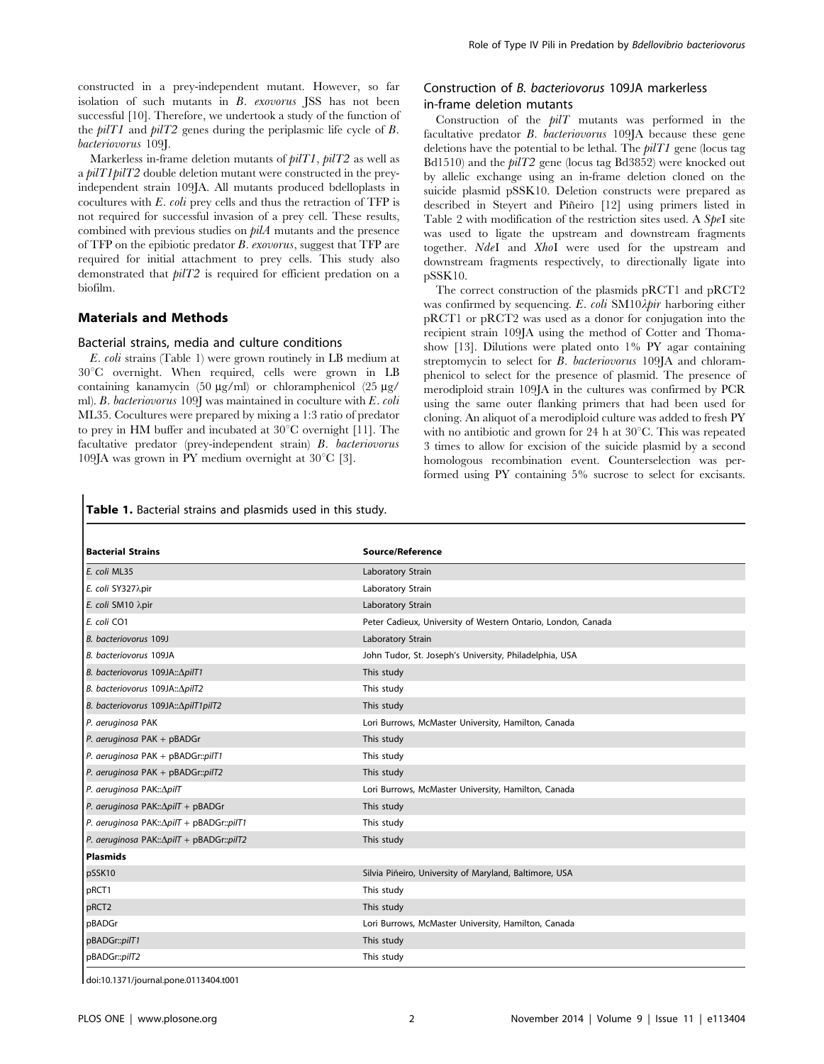constructed in a prey-independent mutant. However, so far isolation of such mutants in *B. exovorus* JSS has not been successful [10]. Therefore, we undertook a study of the function of the *pilT1* and *pilT2* genes during the periplasmic life cycle of *B. bacteriovorus* 109J.

Markerless in-frame deletion mutants of *pilT1*, *pilT2* as well as a *pilT1pilT2* double deletion mutant were constructed in the prey-independent strain 109JA. All mutants produced bdelloplasts in cocultures with *E. coli* prey cells and thus the retraction of TFP is not required for successful invasion of a prey cell. These results, combined with previous studies on *pilA* mutants and the presence of TFP on the epibiotic predator *B. exovorus*, suggest that TFP are required for initial attachment to prey cells. This study also demonstrated that *pilT2* is required for efficient predation on a biofilm.

## Materials and Methods

### Bacterial strains, media and culture conditions

*E. coli* strains (Table 1) were grown routinely in LB medium at 30°C overnight. When required, cells were grown in LB containing kanamycin (50 µg/ml) or chloramphenicol (25 µg/ml). *B. bacteriovorus* 109J was maintained in coculture with *E. coli* ML35. Cocultures were prepared by mixing a 1:3 ratio of predator to prey in HM buffer and incubated at 30°C overnight [11]. The facultative predator (prey-independent strain) *B. bacteriovorus* 109JA was grown in PY medium overnight at 30°C [3].

### Construction of *B. bacteriovorus* 109JA markerless in-frame deletion mutants

Construction of the *pilT* mutants was performed in the facultative predator *B. bacteriovorus* 109JA because these gene deletions have the potential to be lethal. The *pilT1* gene (locus tag Bd1510) and the *pilT2* gene (locus tag Bd3852) were knocked out by allelic exchange using an in-frame deletion cloned on the suicide plasmid pSSK10. Deletion constructs were prepared as described in Steyert and Piñeiro [12] using primers listed in Table 2 with modification of the restriction sites used. A *Spe*I site was used to ligate the upstream and downstream fragments together. *Nde*I and *Xho*I were used for the upstream and downstream fragments respectively, to directionally ligate into pSSK10.

The correct construction of the plasmids pRCT1 and pRCT2 was confirmed by sequencing. *E. coli* SM10*λpir* harboring either pRCT1 or pRCT2 was used as a donor for conjugation into the recipient strain 109JA using the method of Cotter and Thomashow [13]. Dilutions were plated onto 1% PY agar containing streptomycin to select for *B. bacteriovorus* 109JA and chloramphenicol to select for the presence of plasmid. The presence of merodiploid strain 109JA in the cultures was confirmed by PCR using the same outer flanking primers that had been used for cloning. An aliquot of a merodiploid culture was added to fresh PY with no antibiotic and grown for 24 h at 30°C. This was repeated 3 times to allow for excision of the suicide plasmid by a second homologous recombination event. Counterselection was performed using PY containing 5% sucrose to select for excisants.

**Table 1.** Bacterial strains and plasmids used in this study.

| Bacterial Strains | Source/Reference |
|---|---|
| *E. coli* ML35 | Laboratory Strain |
| *E. coli* SY327λpir | Laboratory Strain |
| *E. coli* SM10 λpir | Laboratory Strain |
| *E. coli* CO1 | Peter Cadieux, University of Western Ontario, London, Canada |
| *B. bacteriovorus* 109J | Laboratory Strain |
| *B. bacteriovorus* 109JA | John Tudor, St. Joseph's University, Philadelphia, USA |
| *B. bacteriovorus* 109JA::Δ*pilT1* | This study |
| *B. bacteriovorus* 109JA::Δ*pilT2* | This study |
| *B. bacteriovorus* 109JA::Δ*pilT1pilT2* | This study |
| *P. aeruginosa* PAK | Lori Burrows, McMaster University, Hamilton, Canada |
| *P. aeruginosa* PAK + pBADGr | This study |
| *P. aeruginosa* PAK + pBADGr::*pilT1* | This study |
| *P. aeruginosa* PAK + pBADGr::*pilT2* | This study |
| *P. aeruginosa* PAK::Δ*pilT* | Lori Burrows, McMaster University, Hamilton, Canada |
| *P. aeruginosa* PAK::Δ*pilT* + pBADGr | This study |
| *P. aeruginosa* PAK::Δ*pilT* + pBADGr::*pilT1* | This study |
| *P. aeruginosa* PAK::Δ*pilT* + pBADGr::*pilT2* | This study |
| **Plasmids** | |
| pSSK10 | Silvia Piñeiro, University of Maryland, Baltimore, USA |
| pRCT1 | This study |
| pRCT2 | This study |
| pBADGr | Lori Burrows, McMaster University, Hamilton, Canada |
| pBADGr::*pilT1* | This study |
| pBADGr::*pilT2* | This study |

doi:10.1371/journal.pone.0113404.t001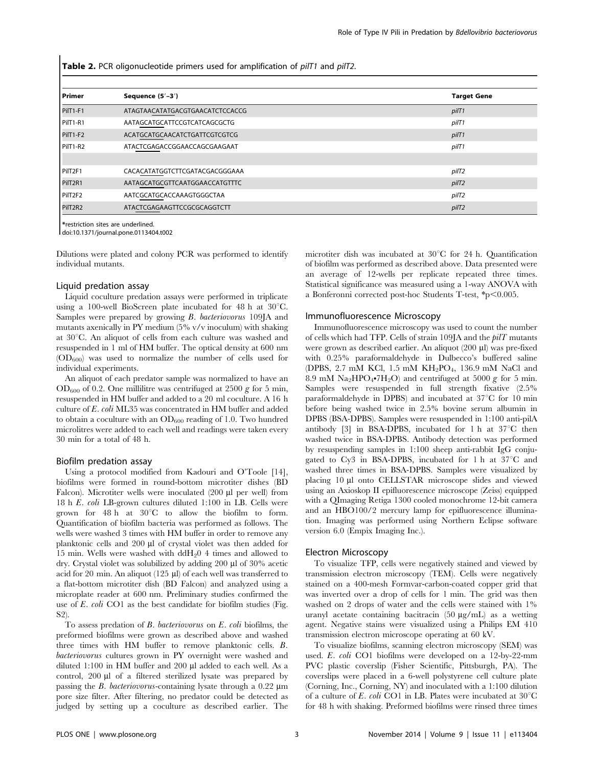**Table 2.** PCR oligonucleotide primers used for amplification of *pilT1* and *pilT2*.

| Primer | Sequence (5′–3′) | Target Gene |
|---|---|---|
| PilT1-F1 | ATAGTAACATATGACGTGAACATCTCCACCG | *pilT1* |
| PilT1-R1 | AATAGCATGCATTCCGTCATCAGCGCTG | *pilT1* |
| PilT1-F2 | ACATGCATGCAACATCTGATTCGTCGTCG | *pilT1* |
| PilT1-R2 | ATACTCGAGACCGGAACCAGCGAAGAAT | *pilT1* |
| | | |
| PilT2F1 | CACACATATGGTCTTCGATACGACGGGAAA | *pilT2* |
| PilT2R1 | AATAGCATGCGTTCAATGGAACCATGTTTC | *pilT2* |
| PilT2F2 | AATCGCATGCACCAAAGTGGGCTAA | *pilT2* |
| PilT2R2 | ATACTCGAGAAGTTCCGCGCAGGTCTT | *pilT2* |

*restriction sites are underlined.
doi:10.1371/journal.pone.0113404.t002

Dilutions were plated and colony PCR was performed to identify individual mutants.

### Liquid predation assay

Liquid coculture predation assays were performed in triplicate using a 100-well BioScreen plate incubated for 48 h at 30°C. Samples were prepared by growing *B. bacteriovorus* 109JA and mutants axenically in PY medium (5% v/v inoculum) with shaking at 30°C. An aliquot of cells from each culture was washed and resuspended in 1 ml of HM buffer. The optical density at 600 nm ($OD_{600}$) was used to normalize the number of cells used for individual experiments.

An aliquot of each predator sample was normalized to have an $OD_{600}$ of 0.2. One millilitre was centrifuged at 2500 *g* for 5 min, resuspended in HM buffer and added to a 20 ml coculture. A 16 h culture of *E. coli* ML35 was concentrated in HM buffer and added to obtain a coculture with an $OD_{600}$ reading of 1.0. Two hundred microlitres were added to each well and readings were taken every 30 min for a total of 48 h.

### Biofilm predation assay

Using a protocol modified from Kadouri and O'Toole [14], biofilms were formed in round-bottom microtiter dishes (BD Falcon). Microtiter wells were inoculated (200 µl per well) from 18 h *E. coli* LB-grown cultures diluted 1:100 in LB. Cells were grown for 48 h at 30°C to allow the biofilm to form. Quantification of biofilm bacteria was performed as follows. The wells were washed 3 times with HM buffer in order to remove any planktonic cells and 200 µl of crystal violet was then added for 15 min. Wells were washed with $ddH_20$ 4 times and allowed to dry. Crystal violet was solubilized by adding 200 µl of 30% acetic acid for 20 min. An aliquot (125 µl) of each well was transferred to a flat-bottom microtiter dish (BD Falcon) and analyzed using a microplate reader at 600 nm. Preliminary studies confirmed the use of *E. coli* CO1 as the best candidate for biofilm studies (Fig. S2).

To assess predation of *B. bacteriovorus* on *E. coli* biofilms, the preformed biofilms were grown as described above and washed three times with HM buffer to remove planktonic cells. *B. bacteriovorus* cultures grown in PY overnight were washed and diluted 1:100 in HM buffer and 200 µl added to each well. As a control, 200 µl of a filtered sterilized lysate was prepared by passing the *B. bacteriovorus*-containing lysate through a 0.22 µm pore size filter. After filtering, no predator could be detected as judged by setting up a coculture as described earlier. The microtiter dish was incubated at 30°C for 24 h. Quantification of biofilm was performed as described above. Data presented were an average of 12-wells per replicate repeated three times. Statistical significance was measured using a 1-way ANOVA with a Bonferonni corrected post-hoc Students T-test, *$p < 0.005$.

### Immunofluorescence Microscopy

Immunofluorescence microscopy was used to count the number of cells which had TFP. Cells of strain 109JA and the *pilT* mutants were grown as described earlier. An aliquot (200 µl) was pre-fixed with 0.25% paraformaldehyde in Dulbecco's buffered saline (DPBS, 2.7 mM KCl, 1.5 mM $KH_2PO_4$, 136.9 mM NaCl and 8.9 mM $Na_2HPO_4 \cdot 7H_2O$) and centrifuged at 5000 *g* for 5 min. Samples were resuspended in full strength fixative (2.5% paraformaldehyde in DPBS) and incubated at 37°C for 10 min before being washed twice in 2.5% bovine serum albumin in DPBS (BSA-DPBS). Samples were resuspended in 1:100 anti-pilA antibody [3] in BSA-DPBS, incubated for 1 h at 37°C then washed twice in BSA-DPBS. Antibody detection was performed by resuspending samples in 1:100 sheep anti-rabbit IgG conjugated to Cy3 in BSA-DPBS, incubated for 1 h at 37°C and washed three times in BSA-DPBS. Samples were visualized by placing 10 µl onto CELLSTAR microscope slides and viewed using an Axioskop II epifluorescence microscope (Zeiss) equipped with a QImaging Retiga 1300 cooled monochrome 12-bit camera and an HBO100/2 mercury lamp for epifluorescence illumination. Imaging was performed using Northern Eclipse software version 6.0 (Empix Imaging Inc.).

### Electron Microscopy

To visualize TFP, cells were negatively stained and viewed by transmission electron microscopy (TEM). Cells were negatively stained on a 400-mesh Formvar-carbon-coated copper grid that was inverted over a drop of cells for 1 min. The grid was then washed on 2 drops of water and the cells were stained with 1% uranyl acetate containing bacitracin (50 µg/mL) as a wetting agent. Negative stains were visualized using a Philips EM 410 transmission electron microscope operating at 60 kV.

To visualize biofilms, scanning electron microscopy (SEM) was used. *E. coli* CO1 biofilms were developed on a 12-by-22-mm PVC plastic coverslip (Fisher Scientific, Pittsburgh, PA). The coverslips were placed in a 6-well polystyrene cell culture plate (Corning, Inc., Corning, NY) and inoculated with a 1:100 dilution of a culture of *E. coli* CO1 in LB. Plates were incubated at 30°C for 48 h with shaking. Preformed biofilms were rinsed three times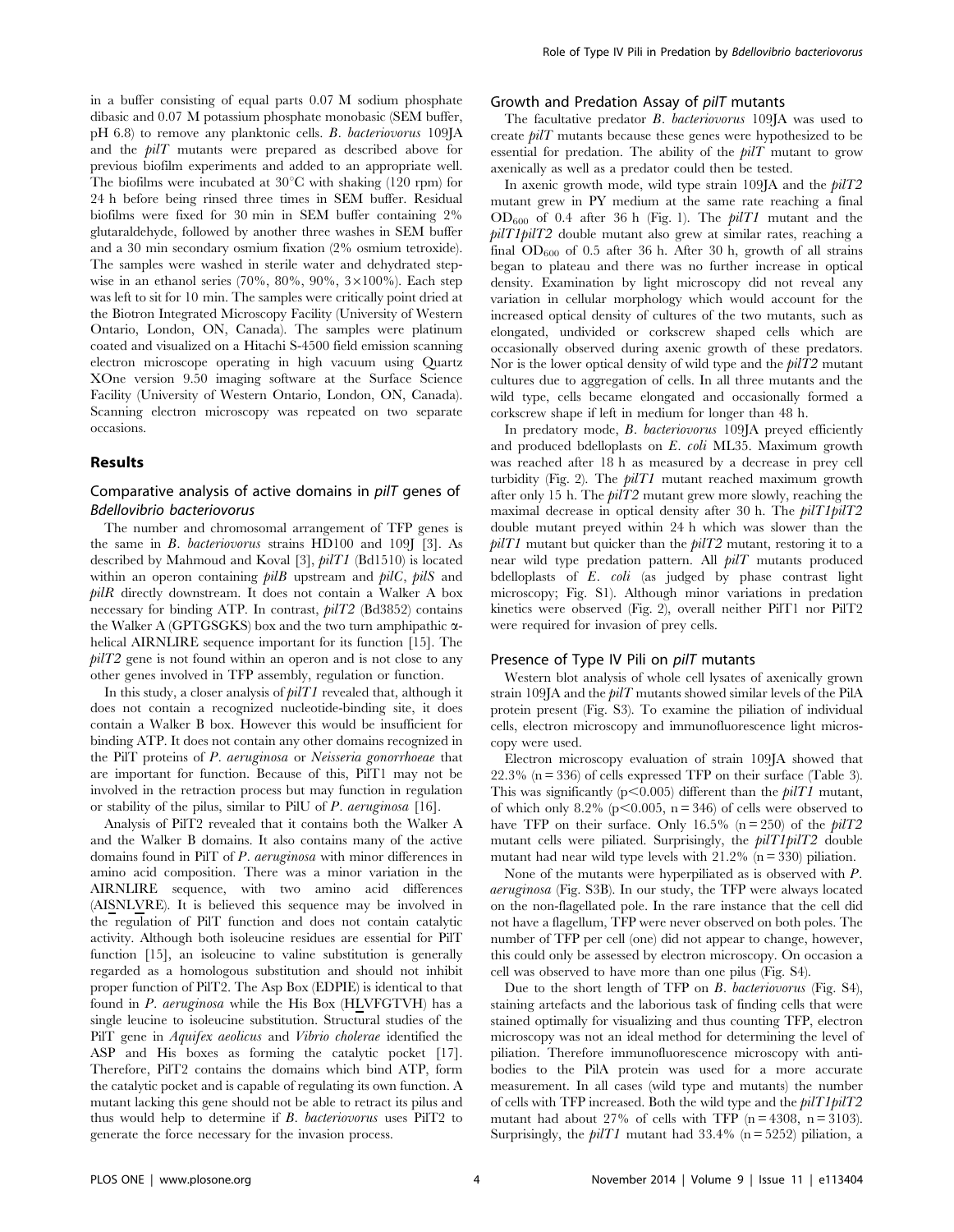in a buffer consisting of equal parts 0.07 M sodium phosphate dibasic and 0.07 M potassium phosphate monobasic (SEM buffer, pH 6.8) to remove any planktonic cells. *B. bacteriovorus* 109JA and the *pilT* mutants were prepared as described above for previous biofilm experiments and added to an appropriate well. The biofilms were incubated at 30°C with shaking (120 rpm) for 24 h before being rinsed three times in SEM buffer. Residual biofilms were fixed for 30 min in SEM buffer containing 2% glutaraldehyde, followed by another three washes in SEM buffer and a 30 min secondary osmium fixation (2% osmium tetroxide). The samples were washed in sterile water and dehydrated stepwise in an ethanol series (70%, 80%, 90%, 3×100%). Each step was left to sit for 10 min. The samples were critically point dried at the Biotron Integrated Microscopy Facility (University of Western Ontario, London, ON, Canada). The samples were platinum coated and visualized on a Hitachi S-4500 field emission scanning electron microscope operating in high vacuum using Quartz XOne version 9.50 imaging software at the Surface Science Facility (University of Western Ontario, London, ON, Canada). Scanning electron microscopy was repeated on two separate occasions.

## Results

### Comparative analysis of active domains in *pilT* genes of *Bdellovibrio bacteriovorus*

The number and chromosomal arrangement of TFP genes is the same in *B. bacteriovorus* strains HD100 and 109J [3]. As described by Mahmoud and Koval [3], *pilT1* (Bd1510) is located within an operon containing *pilB* upstream and *pilC*, *pilS* and *pilR* directly downstream. It does not contain a Walker A box necessary for binding ATP. In contrast, *pilT2* (Bd3852) contains the Walker A (GPTGSGKS) box and the two turn amphipathic α-helical AIRNLIRE sequence important for its function [15]. The *pilT2* gene is not found within an operon and is not close to any other genes involved in TFP assembly, regulation or function.

In this study, a closer analysis of *pilT1* revealed that, although it does not contain a recognized nucleotide-binding site, it does contain a Walker B box. However this would be insufficient for binding ATP. It does not contain any other domains recognized in the PilT proteins of *P. aeruginosa* or *Neisseria gonorrhoeae* that are important for function. Because of this, PilT1 may not be involved in the retraction process but may function in regulation or stability of the pilus, similar to PilU of *P. aeruginosa* [16].

Analysis of PilT2 revealed that it contains both the Walker A and the Walker B domains. It also contains many of the active domains found in PilT of *P. aeruginosa* with minor differences in amino acid composition. There was a minor variation in the AIRNLIRE sequence, with two amino acid differences (AI<u>S</u>NL<u>V</u>RE). It is believed this sequence may be involved in the regulation of PilT function and does not contain catalytic activity. Although both isoleucine residues are essential for PilT function [15], an isoleucine to valine substitution is generally regarded as a homologous substitution and should not inhibit proper function of PilT2. The Asp Box (EDPIE) is identical to that found in *P. aeruginosa* while the His Box (H<u>L</u>VFGTVH) has a single leucine to isoleucine substitution. Structural studies of the PilT gene in *Aquifex aeolicus* and *Vibrio cholerae* identified the ASP and His boxes as forming the catalytic pocket [17]. Therefore, PilT2 contains the domains which bind ATP, form the catalytic pocket and is capable of regulating its own function. A mutant lacking this gene should not be able to retract its pilus and thus would help to determine if *B. bacteriovorus* uses PilT2 to generate the force necessary for the invasion process.

### Growth and Predation Assay of *pilT* mutants

The facultative predator *B. bacteriovorus* 109JA was used to create *pilT* mutants because these genes were hypothesized to be essential for predation. The ability of the *pilT* mutant to grow axenically as well as a predator could then be tested.

In axenic growth mode, wild type strain 109JA and the *pilT2* mutant grew in PY medium at the same rate reaching a final $OD_{600}$ of 0.4 after 36 h (Fig. 1). The *pilT1* mutant and the *pilT1pilT2* double mutant also grew at similar rates, reaching a final $OD_{600}$ of 0.5 after 36 h. After 30 h, growth of all strains began to plateau and there was no further increase in optical density. Examination by light microscopy did not reveal any variation in cellular morphology which would account for the increased optical density of cultures of the two mutants, such as elongated, undivided or corkscrew shaped cells which are occasionally observed during axenic growth of these predators. Nor is the lower optical density of wild type and the *pilT2* mutant cultures due to aggregation of cells. In all three mutants and the wild type, cells became elongated and occasionally formed a corkscrew shape if left in medium for longer than 48 h.

In predatory mode, *B. bacteriovorus* 109JA preyed efficiently and produced bdelloplasts on *E. coli* ML35. Maximum growth was reached after 18 h as measured by a decrease in prey cell turbidity (Fig. 2). The *pilT1* mutant reached maximum growth after only 15 h. The *pilT2* mutant grew more slowly, reaching the maximal decrease in optical density after 30 h. The *pilT1pilT2* double mutant preyed within 24 h which was slower than the *pilT1* mutant but quicker than the *pilT2* mutant, restoring it to a near wild type predation pattern. All *pilT* mutants produced bdelloplasts of *E. coli* (as judged by phase contrast light microscopy; Fig. S1). Although minor variations in predation kinetics were observed (Fig. 2), overall neither PilT1 nor PilT2 were required for invasion of prey cells.

### Presence of Type IV Pili on *pilT* mutants

Western blot analysis of whole cell lysates of axenically grown strain 109JA and the *pilT* mutants showed similar levels of the PilA protein present (Fig. S3). To examine the piliation of individual cells, electron microscopy and immunofluorescence light microscopy were used.

Electron microscopy evaluation of strain 109JA showed that 22.3% (n = 336) of cells expressed TFP on their surface (Table 3). This was significantly ($p<0.005$) different than the *pilT1* mutant, of which only 8.2% ($p<0.005$, n = 346) of cells were observed to have TFP on their surface. Only 16.5% (n = 250) of the *pilT2* mutant cells were piliated. Surprisingly, the *pilT1pilT2* double mutant had near wild type levels with 21.2% (n = 330) piliation.

None of the mutants were hyperpiliated as is observed with *P. aeruginosa* (Fig. S3B). In our study, the TFP were always located on the non-flagellated pole. In the rare instance that the cell did not have a flagellum, TFP were never observed on both poles. The number of TFP per cell (one) did not appear to change, however, this could only be assessed by electron microscopy. On occasion a cell was observed to have more than one pilus (Fig. S4).

Due to the short length of TFP on *B. bacteriovorus* (Fig. S4), staining artefacts and the laborious task of finding cells that were stained optimally for visualizing and thus counting TFP, electron microscopy was not an ideal method for determining the level of piliation. Therefore immunofluorescence microscopy with antibodies to the PilA protein was used for a more accurate measurement. In all cases (wild type and mutants) the number of cells with TFP increased. Both the wild type and the *pilT1pilT2* mutant had about 27% of cells with TFP (n = 4308, n = 3103). Surprisingly, the *pilT1* mutant had 33.4% (n = 5252) piliation, a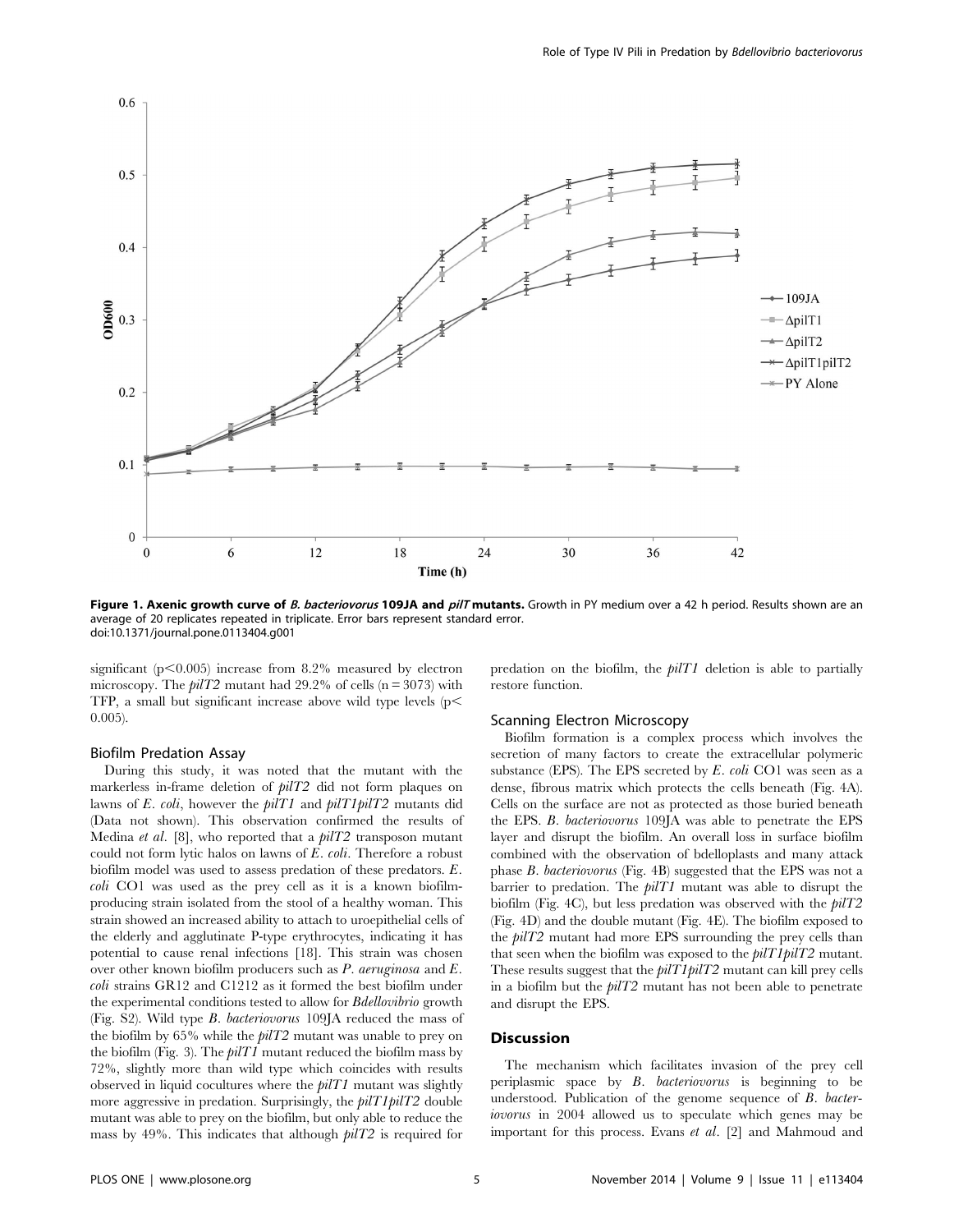**Figure 1. Axenic growth curve of *B. bacteriovorus* 109JA and *pilT* mutants.** Growth in PY medium over a 42 h period. Results shown are an average of 20 replicates repeated in triplicate. Error bars represent standard error.
doi:10.1371/journal.pone.0113404.g001

significant ($p < 0.005$) increase from 8.2% measured by electron microscopy. The *pilT2* mutant had 29.2% of cells (n = 3073) with TFP, a small but significant increase above wild type levels ($p < 0.005$).

### Biofilm Predation Assay

During this study, it was noted that the mutant with the markerless in-frame deletion of *pilT2* did not form plaques on lawns of *E. coli*, however the *pilT1* and *pilT1pilT2* mutants did (Data not shown). This observation confirmed the results of Medina *et al*. [8], who reported that a *pilT2* transposon mutant could not form lytic halos on lawns of *E. coli*. Therefore a robust biofilm model was used to assess predation of these predators. *E. coli* CO1 was used as the prey cell as it is a known biofilm-producing strain isolated from the stool of a healthy woman. This strain showed an increased ability to attach to uroepithelial cells of the elderly and agglutinate P-type erythrocytes, indicating it has potential to cause renal infections [18]. This strain was chosen over other known biofilm producers such as *P. aeruginosa* and *E. coli* strains GR12 and C1212 as it formed the best biofilm under the experimental conditions tested to allow for *Bdellovibrio* growth (Fig. S2). Wild type *B. bacteriovorus* 109JA reduced the mass of the biofilm by 65% while the *pilT2* mutant was unable to prey on the biofilm (Fig. 3). The *pilT1* mutant reduced the biofilm mass by 72%, slightly more than wild type which coincides with results observed in liquid cocultures where the *pilT1* mutant was slightly more aggressive in predation. Surprisingly, the *pilT1pilT2* double mutant was able to prey on the biofilm, but only able to reduce the mass by 49%. This indicates that although *pilT2* is required for predation on the biofilm, the *pilT1* deletion is able to partially restore function.

### Scanning Electron Microscopy

Biofilm formation is a complex process which involves the secretion of many factors to create the extracellular polymeric substance (EPS). The EPS secreted by *E. coli* CO1 was seen as a dense, fibrous matrix which protects the cells beneath (Fig. 4A). Cells on the surface are not as protected as those buried beneath the EPS. *B. bacteriovorus* 109JA was able to penetrate the EPS layer and disrupt the biofilm. An overall loss in surface biofilm combined with the observation of bdelloplasts and many attack phase *B. bacteriovorus* (Fig. 4B) suggested that the EPS was not a barrier to predation. The *pilT1* mutant was able to disrupt the biofilm (Fig. 4C), but less predation was observed with the *pilT2* (Fig. 4D) and the double mutant (Fig. 4E). The biofilm exposed to the *pilT2* mutant had more EPS surrounding the prey cells than that seen when the biofilm was exposed to the *pilT1pilT2* mutant. These results suggest that the *pilT1pilT2* mutant can kill prey cells in a biofilm but the *pilT2* mutant has not been able to penetrate and disrupt the EPS.

## Discussion

The mechanism which facilitates invasion of the prey cell periplasmic space by *B. bacteriovorus* is beginning to be understood. Publication of the genome sequence of *B. bacteriovorus* in 2004 allowed us to speculate which genes may be important for this process. Evans *et al*. [2] and Mahmoud and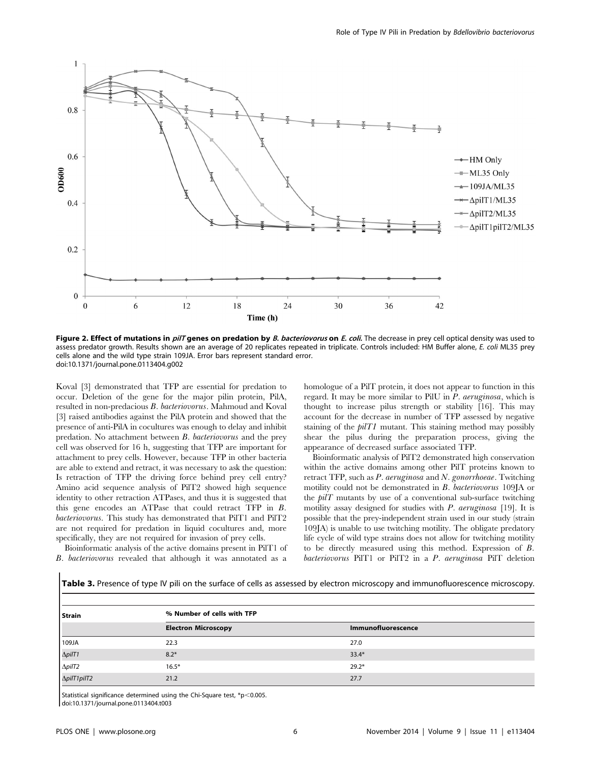**Figure 2. Effect of mutations in *pilT* genes on predation by *B. bacteriovorus* on *E. coli*.** The decrease in prey cell optical density was used to assess predator growth. Results shown are an average of 20 replicates repeated in triplicate. Controls included: HM Buffer alone, *E. coli* ML35 prey cells alone and the wild type strain 109JA. Error bars represent standard error.
doi:10.1371/journal.pone.0113404.g002

Koval [3] demonstrated that TFP are essential for predation to occur. Deletion of the gene for the major pilin protein, PilA, resulted in non-predacious *B. bacteriovorus*. Mahmoud and Koval [3] raised antibodies against the PilA protein and showed that the presence of anti-PilA in cocultures was enough to delay and inhibit predation. No attachment between *B. bacteriovorus* and the prey cell was observed for 16 h, suggesting that TFP are important for attachment to prey cells. However, because TFP in other bacteria are able to extend and retract, it was necessary to ask the question: Is retraction of TFP the driving force behind prey cell entry? Amino acid sequence analysis of PilT2 showed high sequence identity to other retraction ATPases, and thus it is suggested that this gene encodes an ATPase that could retract TFP in *B. bacteriovorus*. This study has demonstrated that PilT1 and PilT2 are not required for predation in liquid cocultures and, more specifically, they are not required for invasion of prey cells.

Bioinformatic analysis of the active domains present in PilT1 of *B. bacteriovorus* revealed that although it was annotated as a homologue of a PilT protein, it does not appear to function in this regard. It may be more similar to PilU in *P. aeruginosa*, which is thought to increase pilus strength or stability [16]. This may account for the decrease in number of TFP assessed by negative staining of the *pilT1* mutant. This staining method may possibly shear the pilus during the preparation process, giving the appearance of decreased surface associated TFP.

Bioinformatic analysis of PilT2 demonstrated high conservation within the active domains among other PilT proteins known to retract TFP, such as *P. aeruginosa* and *N. gonorrhoeae*. Twitching motility could not be demonstrated in *B. bacteriovorus* 109JA or the *pilT* mutants by use of a conventional sub-surface twitching motility assay designed for studies with *P. aeruginosa* [19]. It is possible that the prey-independent strain used in our study (strain 109JA) is unable to use twitching motility. The obligate predatory life cycle of wild type strains does not allow for twitching motility to be directly measured using this method. Expression of *B. bacteriovorus* PilT1 or PilT2 in a *P. aeruginosa* PilT deletion

**Table 3.** Presence of type IV pili on the surface of cells as assessed by electron microscopy and immunofluorescence microscopy.

| Strain | % Number of cells with TFP | |
|---|---|---|
| | Electron Microscopy | Immunofluorescence |
| 109JA | 22.3 | 27.0 |
| Δ*pilT1* | 8.2* | 33.4* |
| Δ*pilT2* | 16.5* | 29.2* |
| Δ*pilT1pilT2* | 21.2 | 27.7 |

Statistical significance determined using the Chi-Square test, *$p<0.005$.
doi:10.1371/journal.pone.0113404.t003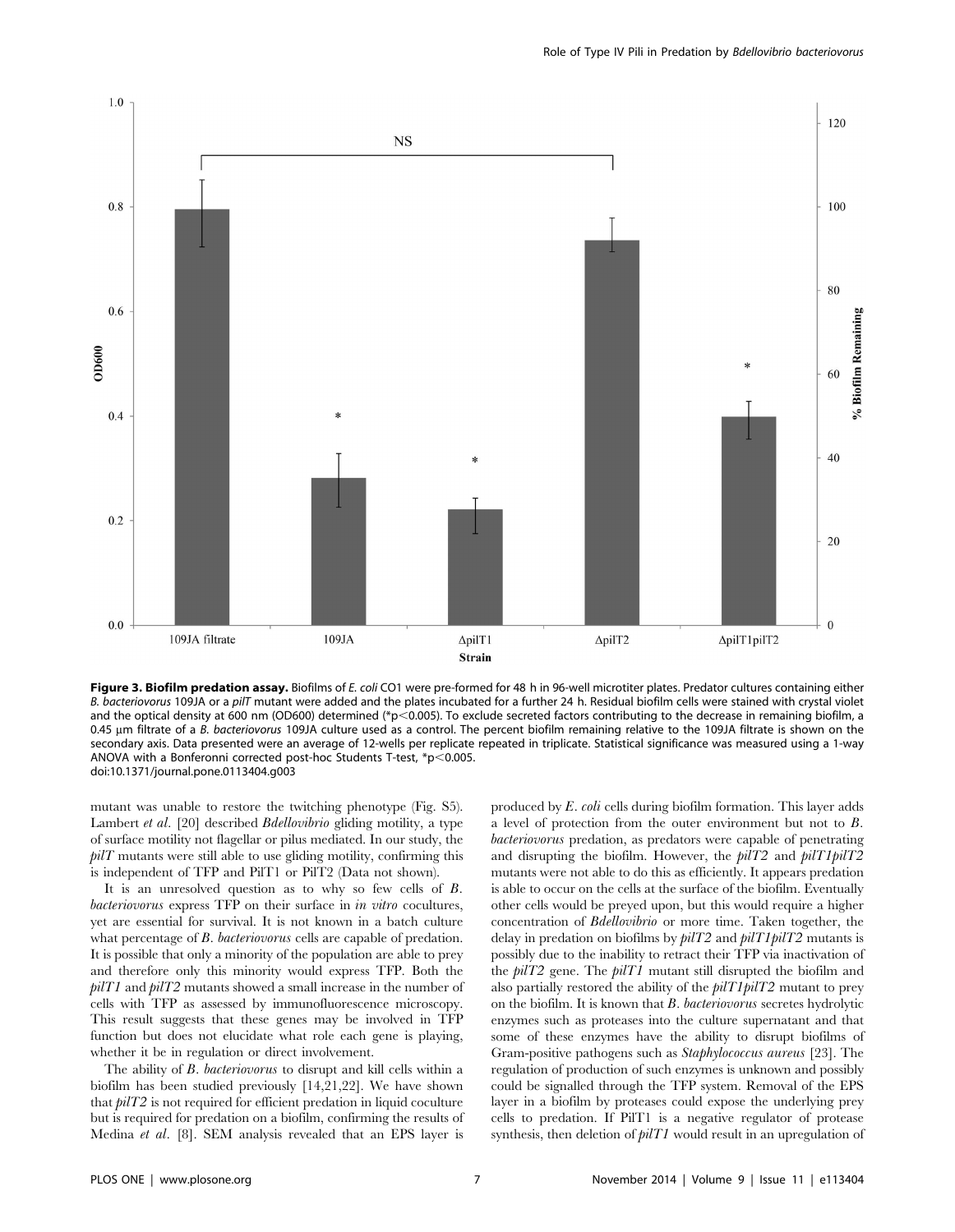**Figure 3. Biofilm predation assay.** Biofilms of *E. coli* CO1 were pre-formed for 48 h in 96-well microtiter plates. Predator cultures containing either *B. bacteriovorus* 109JA or a *pilT* mutant were added and the plates incubated for a further 24 h. Residual biofilm cells were stained with crystal violet and the optical density at 600 nm (OD600) determined (*p<0.005). To exclude secreted factors contributing to the decrease in remaining biofilm, a 0.45 µm filtrate of a *B. bacteriovorus* 109JA culture used as a control. The percent biofilm remaining relative to the 109JA filtrate is shown on the secondary axis. Data presented were an average of 12-wells per replicate repeated in triplicate. Statistical significance was measured using a 1-way ANOVA with a Bonferonni corrected post-hoc Students T-test, *p<0.005.
doi:10.1371/journal.pone.0113404.g003

mutant was unable to restore the twitching phenotype (Fig. S5). Lambert *et al*. [20] described *Bdellovibrio* gliding motility, a type of surface motility not flagellar or pilus mediated. In our study, the *pilT* mutants were still able to use gliding motility, confirming this is independent of TFP and PilT1 or PilT2 (Data not shown).

It is an unresolved question as to why so few cells of *B. bacteriovorus* express TFP on their surface in *in vitro* cocultures, yet are essential for survival. It is not known in a batch culture what percentage of *B. bacteriovorus* cells are capable of predation. It is possible that only a minority of the population are able to prey and therefore only this minority would express TFP. Both the *pilT1* and *pilT2* mutants showed a small increase in the number of cells with TFP as assessed by immunofluorescence microscopy. This result suggests that these genes may be involved in TFP function but does not elucidate what role each gene is playing, whether it be in regulation or direct involvement.

The ability of *B. bacteriovorus* to disrupt and kill cells within a biofilm has been studied previously [14,21,22]. We have shown that *pilT2* is not required for efficient predation in liquid coculture but is required for predation on a biofilm, confirming the results of Medina *et al*. [8]. SEM analysis revealed that an EPS layer is produced by *E. coli* cells during biofilm formation. This layer adds a level of protection from the outer environment but not to *B. bacteriovorus* predation, as predators were capable of penetrating and disrupting the biofilm. However, the *pilT2* and *pilT1pilT2* mutants were not able to do this as efficiently. It appears predation is able to occur on the cells at the surface of the biofilm. Eventually other cells would be preyed upon, but this would require a higher concentration of *Bdellovibrio* or more time. Taken together, the delay in predation on biofilms by *pilT2* and *pilT1pilT2* mutants is possibly due to the inability to retract their TFP via inactivation of the *pilT2* gene. The *pilT1* mutant still disrupted the biofilm and also partially restored the ability of the *pilT1pilT2* mutant to prey on the biofilm. It is known that *B. bacteriovorus* secretes hydrolytic enzymes such as proteases into the culture supernatant and that some of these enzymes have the ability to disrupt biofilms of Gram-positive pathogens such as *Staphylococcus aureus* [23]. The regulation of production of such enzymes is unknown and possibly could be signalled through the TFP system. Removal of the EPS layer in a biofilm by proteases could expose the underlying prey cells to predation. If PilT1 is a negative regulator of protease synthesis, then deletion of *pilT1* would result in an upregulation of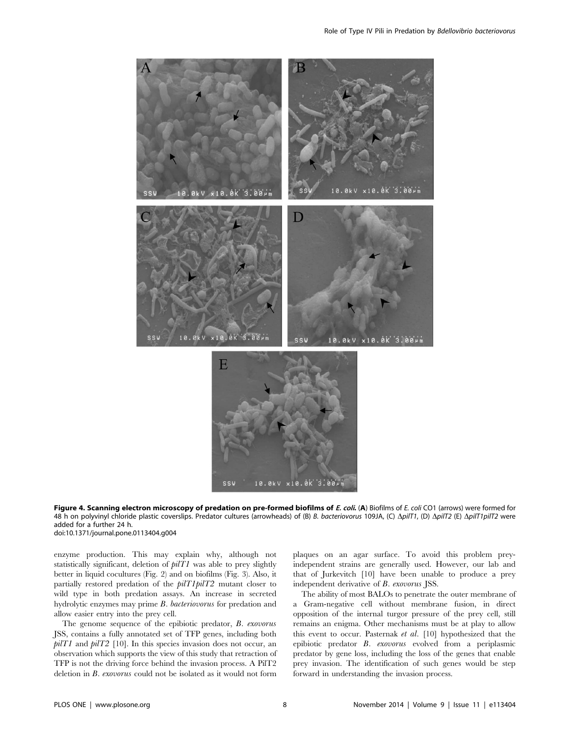**Figure 4. Scanning electron microscopy of predation on pre-formed biofilms of *E. coli*.** (**A**) Biofilms of *E. coli* CO1 (arrows) were formed for 48 h on polyvinyl chloride plastic coverslips. Predator cultures (arrowheads) of (B) *B. bacteriovorus* 109JA, (C) Δ*pilT1*, (D) Δ*pilT2* (E) Δ*pilT1pilT2* were added for a further 24 h.
doi:10.1371/journal.pone.0113404.g004

enzyme production. This may explain why, although not statistically significant, deletion of *pilT1* was able to prey slightly better in liquid cocultures (Fig. 2) and on biofilms (Fig. 3). Also, it partially restored predation of the *pilT1pilT2* mutant closer to wild type in both predation assays. An increase in secreted hydrolytic enzymes may prime *B. bacteriovorus* for predation and allow easier entry into the prey cell.

The genome sequence of the epibiotic predator, *B. exovorus* JSS, contains a fully annotated set of TFP genes, including both *pilT1* and *pilT2* [10]. In this species invasion does not occur, an observation which supports the view of this study that retraction of TFP is not the driving force behind the invasion process. A PilT2 deletion in *B. exovorus* could not be isolated as it would not form plaques on an agar surface. To avoid this problem prey-independent strains are generally used. However, our lab and that of Jurkevitch [10] have been unable to produce a prey independent derivative of *B. exovorus* JSS.

The ability of most BALOs to penetrate the outer membrane of a Gram-negative cell without membrane fusion, in direct opposition of the internal turgor pressure of the prey cell, still remains an enigma. Other mechanisms must be at play to allow this event to occur. Pasternak *et al.* [10] hypothesized that the epibiotic predator *B. exovorus* evolved from a periplasmic predator by gene loss, including the loss of the genes that enable prey invasion. The identification of such genes would be step forward in understanding the invasion process.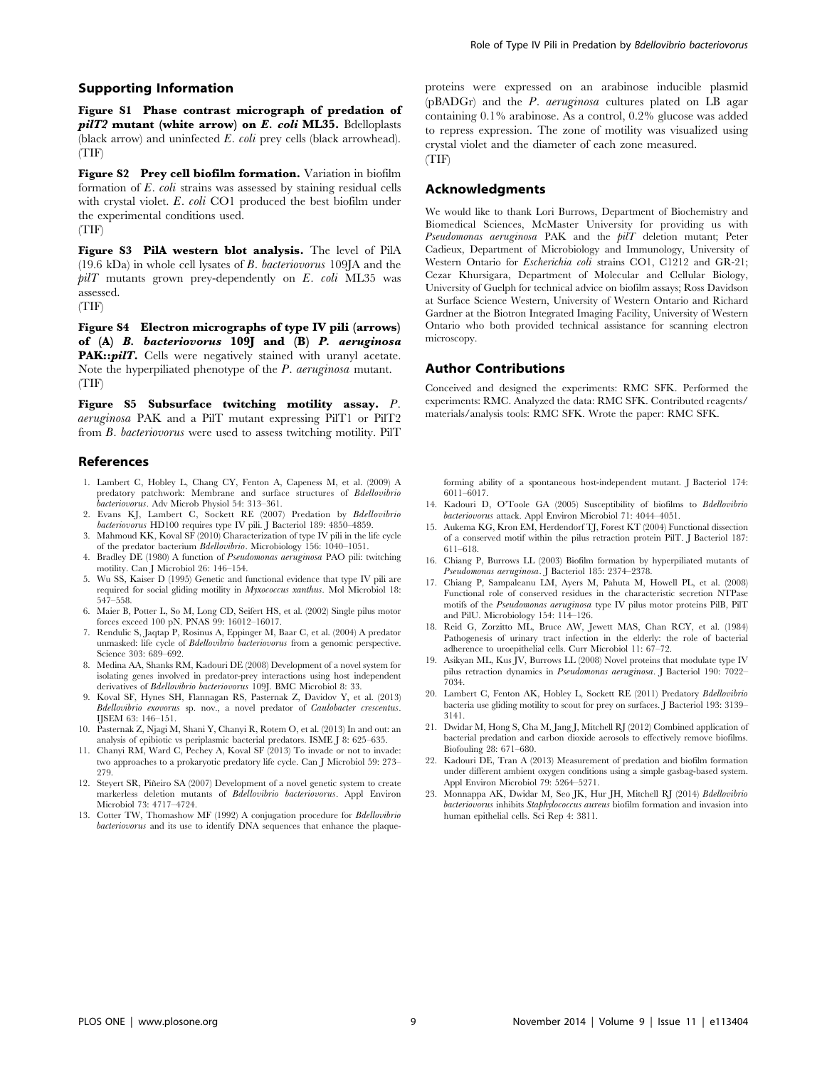## Supporting Information

**Figure S1 Phase contrast micrograph of predation of *pilT2* mutant (white arrow) on *E. coli* ML35.** Bdelloplasts (black arrow) and uninfected *E. coli* prey cells (black arrowhead). (TIF)

**Figure S2 Prey cell biofilm formation.** Variation in biofilm formation of *E. coli* strains was assessed by staining residual cells with crystal violet. *E. coli* CO1 produced the best biofilm under the experimental conditions used.
(TIF)

**Figure S3 PilA western blot analysis.** The level of PilA (19.6 kDa) in whole cell lysates of *B. bacteriovorus* 109JA and the *pilT* mutants grown prey-dependently on *E. coli* ML35 was assessed.
(TIF)

**Figure S4 Electron micrographs of type IV pili (arrows) of (A) *B. bacteriovorus* 109J and (B) *P. aeruginosa* PAK::*pilT*.** Cells were negatively stained with uranyl acetate. Note the hyperpiliated phenotype of the *P. aeruginosa* mutant.
(TIF)

**Figure S5 Subsurface twitching motility assay.** *P. aeruginosa* PAK and a PilT mutant expressing PilT1 or PilT2 from *B. bacteriovorus* were used to assess twitching motility. PilT proteins were expressed on an arabinose inducible plasmid (pBADGr) and the *P. aeruginosa* cultures plated on LB agar containing 0.1% arabinose. As a control, 0.2% glucose was added to repress expression. The zone of motility was visualized using crystal violet and the diameter of each zone measured.
(TIF)

## Acknowledgments

We would like to thank Lori Burrows, Department of Biochemistry and Biomedical Sciences, McMaster University for providing us with *Pseudomonas aeruginosa* PAK and the *pilT* deletion mutant; Peter Cadieux, Department of Microbiology and Immunology, University of Western Ontario for *Escherichia coli* strains CO1, C1212 and GR-21; Cezar Khursigara, Department of Molecular and Cellular Biology, University of Guelph for technical advice on biofilm assays; Ross Davidson at Surface Science Western, University of Western Ontario and Richard Gardner at the Biotron Integrated Imaging Facility, University of Western Ontario who both provided technical assistance for scanning electron microscopy.

## Author Contributions

Conceived and designed the experiments: RMC SFK. Performed the experiments: RMC. Analyzed the data: RMC SFK. Contributed reagents/materials/analysis tools: RMC SFK. Wrote the paper: RMC SFK.

## References

1. Lambert C, Hobley L, Chang CY, Fenton A, Capeness M, et al. (2009) A predatory patchwork: Membrane and surface structures of *Bdellovibrio bacteriovorus*. Adv Microb Physiol 54: 313–361.
2. Evans KJ, Lambert C, Sockett RE (2007) Predation by *Bdellovibrio bacteriovorus* HD100 requires type IV pili. J Bacteriol 189: 4850–4859.
3. Mahmoud KK, Koval SF (2010) Characterization of type IV pili in the life cycle of the predator bacterium *Bdellovibrio*. Microbiology 156: 1040–1051.
4. Bradley DE (1980) A function of *Pseudomonas aeruginosa* PAO pili: twitching motility. Can J Microbiol 26: 146–154.
5. Wu SS, Kaiser D (1995) Genetic and functional evidence that type IV pili are required for social gliding motility in *Myxococcus xanthus*. Mol Microbiol 18: 547–558.
6. Maier B, Potter L, So M, Long CD, Seifert HS, et al. (2002) Single pilus motor forces exceed 100 pN. PNAS 99: 16012–16017.
7. Rendulic S, Jaqtap P, Rosinus A, Eppinger M, Baar C, et al. (2004) A predator unmasked: life cycle of *Bdellovibrio bacteriovorus* from a genomic perspective. Science 303: 689–692.
8. Medina AA, Shanks RM, Kadouri DE (2008) Development of a novel system for isolating genes involved in predator-prey interactions using host independent derivatives of *Bdellovibrio bacteriovorus* 109J. BMC Microbiol 8: 33.
9. Koval SF, Hynes SH, Flannagan RS, Pasternak Z, Davidov Y, et al. (2013) *Bdellovibrio exovorus* sp. nov., a novel predator of *Caulobacter crescentus*. IJSEM 63: 146–151.
10. Pasternak Z, Njagi M, Shani Y, Chanyi R, Rotem O, et al. (2013) In and out: an analysis of epibiotic vs periplasmic bacterial predators. ISME J 8: 625–635.
11. Chanyi RM, Ward C, Pechey A, Koval SF (2013) To invade or not to invade: two approaches to a prokaryotic predatory life cycle. Can J Microbiol 59: 273–279.
12. Steyert SR, Piñeiro SA (2007) Development of a novel genetic system to create markerless deletion mutants of *Bdellovibrio bacteriovorus*. Appl Environ Microbiol 73: 4717–4724.
13. Cotter TW, Thomashow MF (1992) A conjugation procedure for *Bdellovibrio bacteriovorus* and its use to identify DNA sequences that enhance the plaque-forming ability of a spontaneous host-independent mutant. J Bacteriol 174: 6011–6017.
14. Kadouri D, O'Toole GA (2005) Susceptibility of biofilms to *Bdellovibrio bacteriovorus* attack. Appl Environ Microbiol 71: 4044–4051.
15. Aukema KG, Kron EM, Herdendorf TJ, Forest KT (2004) Functional dissection of a conserved motif within the pilus retraction protein PilT. J Bacteriol 187: 611–618.
16. Chiang P, Burrows LL (2003) Biofilm formation by hyperpiliated mutants of *Pseudomonas aeruginosa*. J Bacteriol 185: 2374–2378.
17. Chiang P, Sampaleanu LM, Ayers M, Pahuta M, Howell PL, et al. (2008) Functional role of conserved residues in the characteristic secretion NTPase motifs of the *Pseudomonas aeruginosa* type IV pilus motor proteins PilB, PilT and PilU. Microbiology 154: 114–126.
18. Reid G, Zorzitto ML, Bruce AW, Jewett MAS, Chan RCY, et al. (1984) Pathogenesis of urinary tract infection in the elderly: the role of bacterial adherence to uroepithelial cells. Curr Microbiol 11: 67–72.
19. Asikyan ML, Kus JV, Burrows LL (2008) Novel proteins that modulate type IV pilus retraction dynamics in *Pseudomonas aeruginosa*. J Bacteriol 190: 7022–7034.
20. Lambert C, Fenton AK, Hobley L, Sockett RE (2011) Predatory *Bdellovibrio* bacteria use gliding motility to scout for prey on surfaces. J Bacteriol 193: 3139–3141.
21. Dwidar M, Hong S, Cha M, Jang J, Mitchell RJ (2012) Combined application of bacterial predation and carbon dioxide aerosols to effectively remove biofilms. Biofouling 28: 671–680.
22. Kadouri DE, Tran A (2013) Measurement of predation and biofilm formation under different ambient oxygen conditions using a simple gasbag-based system. Appl Environ Microbiol 79: 5264–5271.
23. Monnappa AK, Dwidar M, Seo JK, Hur JH, Mitchell RJ (2014) *Bdellovibrio bacteriovorus* inhibits *Staphylococcus aureus* biofilm formation and invasion into human epithelial cells. Sci Rep 4: 3811.